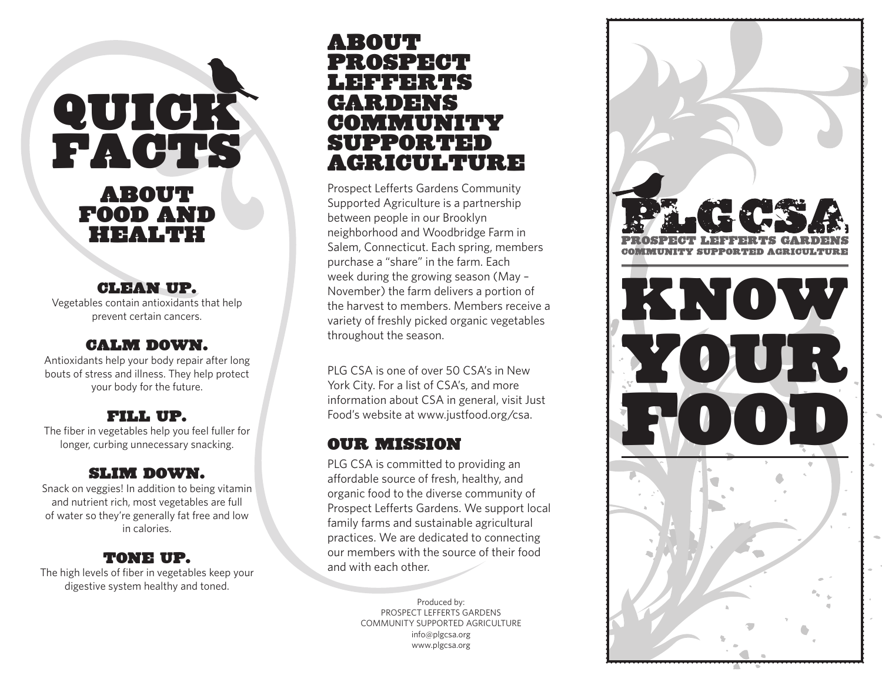# QUICK FACTS

## ABOUT FOOD AND HEALTH

### CLEAN UP.

Vegetables contain antioxidants that help prevent certain cancers.

### CALM DOWN.

Antioxidants help your body repair after long bouts of stress and illness. They help protect your body for the future.

### FILL UP.

The fiber in vegetables help you feel fuller for longer, curbing unnecessary snacking.

### SLIM DOWN.

Snack on veggies! In addition to being vitamin and nutrient rich, most vegetables are full of water so they're generally fat free and low in calories.

### TONE UP.

The high levels of fiber in vegetables keep your digestive system healthy and toned.

# ABOUT PROSPECT LEFFERTS GARDENS COMMUNITY SUPPORTED AGRICULTURE

Prospect Lefferts Gardens Community Supported Agriculture is a partnership between people in our Brooklyn neighborhood and Woodbridge Farm in Salem, Connecticut. Each spring, members purchase a "share" in the farm. Each week during the growing season (May – November) the farm delivers a portion of the harvest to members. Members receive a variety of freshly picked organic vegetables throughout the season.

PLG CSA is one of over 50 CSA's in New York City. For a list of CSA's, and more information about CSA in general, visit Just Food's website at www.justfood.org/csa.

## OUR MISSION

PLG CSA is committed to providing an affordable source of fresh, healthy, and organic food to the diverse community of Prospect Lefferts Gardens. We support local family farms and sustainable agricultural practices. We are dedicated to connecting our members with the source of their food and with each other.

Produced by:
PROSPECT LEFFERTS GARDENS
COMMUNITY SUPPORTED AGRICULTURE
info@plgcsa.org
www.plgcsa.org

# PLGCSA

PROSPECT LEFFERTS GARDENS
COMMUNITY SUPPORTED AGRICULTURE

# KNOW YOUR FOOD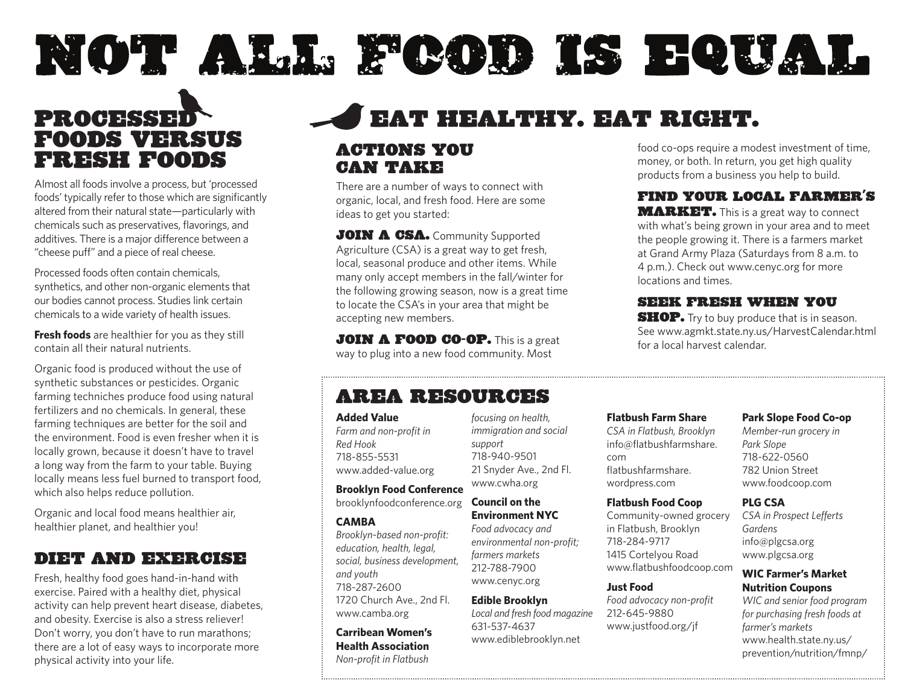# NOT ALL FOOD IS EQUAL

## PROCESSED FOODS VERSUS FRESH FOODS

Almost all foods involve a process, but 'processed foods' typically refer to those which are significantly altered from their natural state—particularly with chemicals such as preservatives, flavorings, and additives. There is a major difference between a "cheese puff" and a piece of real cheese.

Processed foods often contain chemicals, synthetics, and other non-organic elements that our bodies cannot process. Studies link certain chemicals to a wide variety of health issues.

**Fresh foods** are healthier for you as they still contain all their natural nutrients.

Organic food is produced without the use of synthetic substances or pesticides. Organic farming techniches produce food using natural fertilizers and no chemicals. In general, these farming techniques are better for the soil and the environment. Food is even fresher when it is locally grown, because it doesn't have to travel a long way from the farm to your table. Buying locally means less fuel burned to transport food, which also helps reduce pollution.

Organic and local food means healthier air, healthier planet, and healthier you!

## DIET AND EXERCISE

Fresh, healthy food goes hand-in-hand with exercise. Paired with a healthy diet, physical activity can help prevent heart disease, diabetes, and obesity. Exercise is also a stress reliever! Don't worry, you don't have to run marathons; there are a lot of easy ways to incorporate more physical activity into your life.

## EAT HEALTHY. EAT RIGHT.

### ACTIONS YOU CAN TAKE

There are a number of ways to connect with organic, local, and fresh food. Here are some ideas to get you started:

**JOIN A CSA.** Community Supported Agriculture (CSA) is a great way to get fresh, local, seasonal produce and other items. While many only accept members in the fall/winter for the following growing season, now is a great time to locate the CSA's in your area that might be accepting new members.

**JOIN A FOOD CO-OP.** This is a great way to plug into a new food community. Most food co-ops require a modest investment of time, money, or both. In return, you get high quality products from a business you help to build.

**FIND YOUR LOCAL FARMER'S MARKET.** This is a great way to connect with what's being grown in your area and to meet the people growing it. There is a farmers market at Grand Army Plaza (Saturdays from 8 a.m. to 4 p.m.). Check out www.cenyc.org for more locations and times.

**SEEK FRESH WHEN YOU SHOP.** Try to buy produce that is in season. See www.agmkt.state.ny.us/HarvestCalendar.html for a local harvest calendar.

## AREA RESOURCES

**Added Value**
*Farm and non-profit in Red Hook*
718-855-5531
www.added-value.org

**Brooklyn Food Conference**
brooklynfoodconference.org

**CAMBA**
*Brooklyn-based non-profit: education, health, legal, social, business development, and youth*
718-287-2600
1720 Church Ave., 2nd Fl.
www.camba.org

**Carribean Women's Health Association**
*Non-profit in Flatbush focusing on health, immigration and social support*
718-940-9501
21 Snyder Ave., 2nd Fl.
www.cwha.org

**Council on the Environment NYC**
*Food advocacy and environmental non-profit; farmers markets*
212-788-7900
www.cenyc.org

**Edible Brooklyn**
*Local and fresh food magazine*
631-537-4637
www.ediblebrooklyn.net

**Flatbush Farm Share**
*CSA in Flatbush, Brooklyn*
info@flatbushfarmshare.com
flatbushfarmshare.wordpress.com

**Flatbush Food Coop**
Community-owned grocery in Flatbush, Brooklyn
718-284-9717
1415 Cortelyou Road
www.flatbushfoodcoop.com

**Just Food**
*Food advocacy non-profit*
212-645-9880
www.justfood.org/jf

**Park Slope Food Co-op**
*Member-run grocery in Park Slope*
718-622-0560
782 Union Street
www.foodcoop.com

**PLG CSA**
*CSA in Prospect Lefferts Gardens*
info@plgcsa.org
www.plgcsa.org

**WIC Farmer's Market Nutrition Coupons**
*WIC and senior food program for purchasing fresh foods at farmer's markets*
www.health.state.ny.us/prevention/nutrition/fmnp/